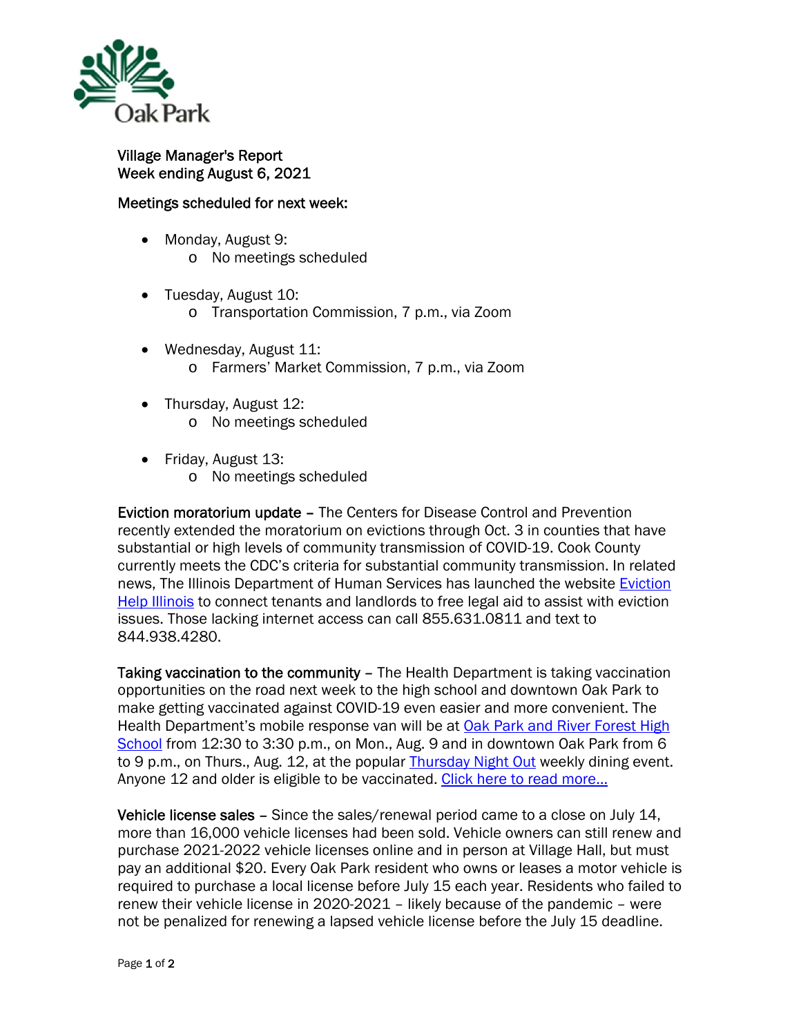Oak Park

Village Manager's Report
Week ending August 6, 2021

Meetings scheduled for next week:

- Monday, August 9:
  - No meetings scheduled
- Tuesday, August 10:
  - Transportation Commission, 7 p.m., via Zoom
- Wednesday, August 11:
  - Farmers' Market Commission, 7 p.m., via Zoom
- Thursday, August 12:
  - No meetings scheduled
- Friday, August 13:
  - No meetings scheduled

**Eviction moratorium update** – The Centers for Disease Control and Prevention recently extended the moratorium on evictions through Oct. 3 in counties that have substantial or high levels of community transmission of COVID-19. Cook County currently meets the CDC's criteria for substantial community transmission. In related news, The Illinois Department of Human Services has launched the website Eviction Help Illinois to connect tenants and landlords to free legal aid to assist with eviction issues. Those lacking internet access can call 855.631.0811 and text to 844.938.4280.

**Taking vaccination to the community** – The Health Department is taking vaccination opportunities on the road next week to the high school and downtown Oak Park to make getting vaccinated against COVID-19 even easier and more convenient. The Health Department's mobile response van will be at Oak Park and River Forest High School from 12:30 to 3:30 p.m., on Mon., Aug. 9 and in downtown Oak Park from 6 to 9 p.m., on Thurs., Aug. 12, at the popular Thursday Night Out weekly dining event. Anyone 12 and older is eligible to be vaccinated. Click here to read more…

**Vehicle license sales** – Since the sales/renewal period came to a close on July 14, more than 16,000 vehicle licenses had been sold. Vehicle owners can still renew and purchase 2021-2022 vehicle licenses online and in person at Village Hall, but must pay an additional $20. Every Oak Park resident who owns or leases a motor vehicle is required to purchase a local license before July 15 each year. Residents who failed to renew their vehicle license in 2020-2021 – likely because of the pandemic – were not be penalized for renewing a lapsed vehicle license before the July 15 deadline.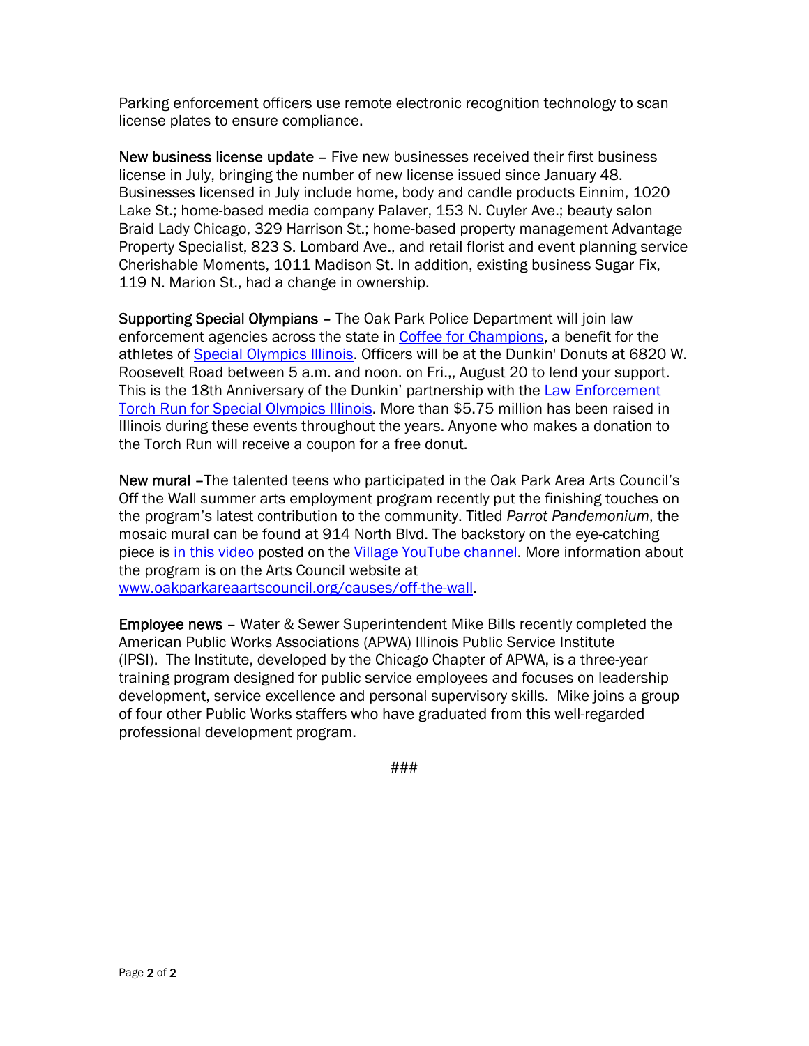Parking enforcement officers use remote electronic recognition technology to scan license plates to ensure compliance.

**New business license update** – Five new businesses received their first business license in July, bringing the number of new license issued since January 48. Businesses licensed in July include home, body and candle products Einnim, 1020 Lake St.; home-based media company Palaver, 153 N. Cuyler Ave.; beauty salon Braid Lady Chicago, 329 Harrison St.; home-based property management Advantage Property Specialist, 823 S. Lombard Ave., and retail florist and event planning service Cherishable Moments, 1011 Madison St. In addition, existing business Sugar Fix, 119 N. Marion St., had a change in ownership.

**Supporting Special Olympians** – The Oak Park Police Department will join law enforcement agencies across the state in Coffee for Champions, a benefit for the athletes of Special Olympics Illinois. Officers will be at the Dunkin' Donuts at 6820 W. Roosevelt Road between 5 a.m. and noon. on Fri.,, August 20 to lend your support. This is the 18th Anniversary of the Dunkin' partnership with the Law Enforcement Torch Run for Special Olympics Illinois. More than $5.75 million has been raised in Illinois during these events throughout the years. Anyone who makes a donation to the Torch Run will receive a coupon for a free donut.

**New mural** –The talented teens who participated in the Oak Park Area Arts Council's Off the Wall summer arts employment program recently put the finishing touches on the program's latest contribution to the community. Titled *Parrot Pandemonium*, the mosaic mural can be found at 914 North Blvd. The backstory on the eye-catching piece is in this video posted on the Village YouTube channel. More information about the program is on the Arts Council website at www.oakparkareaartscouncil.org/causes/off-the-wall.

**Employee news** – Water & Sewer Superintendent Mike Bills recently completed the American Public Works Associations (APWA) Illinois Public Service Institute (IPSI). The Institute, developed by the Chicago Chapter of APWA, is a three-year training program designed for public service employees and focuses on leadership development, service excellence and personal supervisory skills. Mike joins a group of four other Public Works staffers who have graduated from this well-regarded professional development program.

###